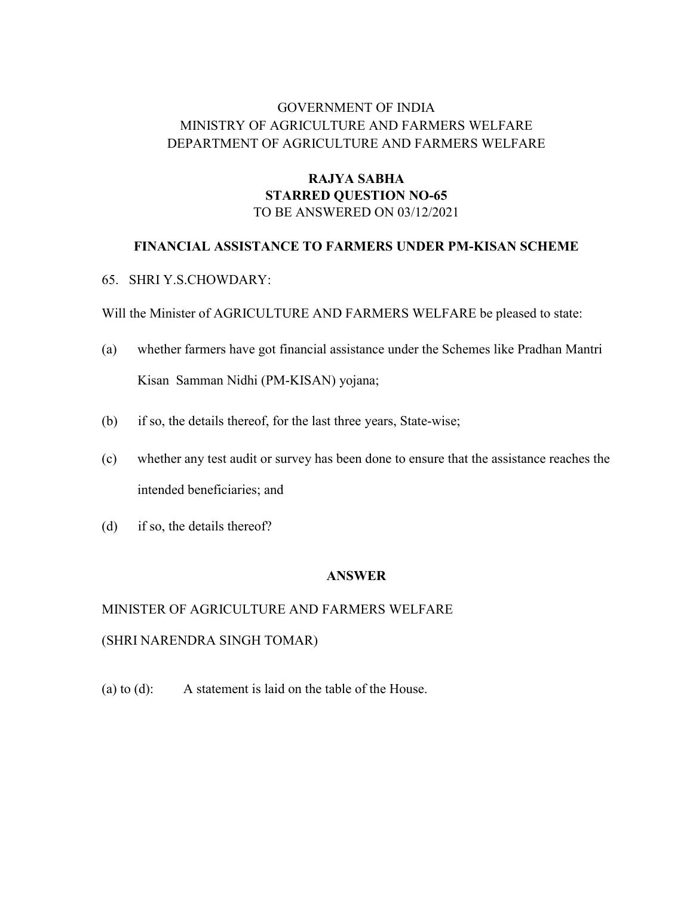GOVERNMENT OF INDIA
MINISTRY OF AGRICULTURE AND FARMERS WELFARE
DEPARTMENT OF AGRICULTURE AND FARMERS WELFARE

**RAJYA SABHA**
**STARRED QUESTION NO-65**
TO BE ANSWERED ON 03/12/2021

## FINANCIAL ASSISTANCE TO FARMERS UNDER PM-KISAN SCHEME

65. SHRI Y.S.CHOWDARY:

Will the Minister of AGRICULTURE AND FARMERS WELFARE be pleased to state:

(a) whether farmers have got financial assistance under the Schemes like Pradhan Mantri Kisan Samman Nidhi (PM-KISAN) yojana;

(b) if so, the details thereof, for the last three years, State-wise;

(c) whether any test audit or survey has been done to ensure that the assistance reaches the intended beneficiaries; and

(d) if so, the details thereof?

**ANSWER**

MINISTER OF AGRICULTURE AND FARMERS WELFARE

(SHRI NARENDRA SINGH TOMAR)

(a) to (d): A statement is laid on the table of the House.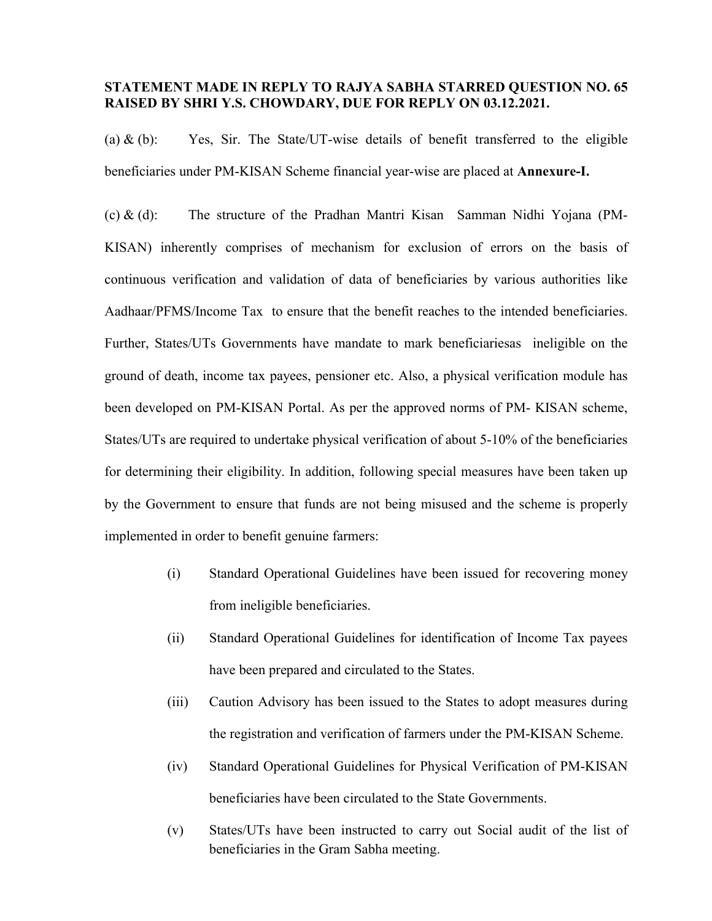**STATEMENT MADE IN REPLY TO RAJYA SABHA STARRED QUESTION NO. 65 RAISED BY SHRI Y.S. CHOWDARY, DUE FOR REPLY ON 03.12.2021.**

(a) & (b): Yes, Sir. The State/UT-wise details of benefit transferred to the eligible beneficiaries under PM-KISAN Scheme financial year-wise are placed at **Annexure-I.**

(c) & (d): The structure of the Pradhan Mantri Kisan Samman Nidhi Yojana (PM-KISAN) inherently comprises of mechanism for exclusion of errors on the basis of continuous verification and validation of data of beneficiaries by various authorities like Aadhaar/PFMS/Income Tax to ensure that the benefit reaches to the intended beneficiaries. Further, States/UTs Governments have mandate to mark beneficiariesas ineligible on the ground of death, income tax payees, pensioner etc. Also, a physical verification module has been developed on PM-KISAN Portal. As per the approved norms of PM- KISAN scheme, States/UTs are required to undertake physical verification of about 5-10% of the beneficiaries for determining their eligibility. In addition, following special measures have been taken up by the Government to ensure that funds are not being misused and the scheme is properly implemented in order to benefit genuine farmers:

(i) Standard Operational Guidelines have been issued for recovering money from ineligible beneficiaries.

(ii) Standard Operational Guidelines for identification of Income Tax payees have been prepared and circulated to the States.

(iii) Caution Advisory has been issued to the States to adopt measures during the registration and verification of farmers under the PM-KISAN Scheme.

(iv) Standard Operational Guidelines for Physical Verification of PM-KISAN beneficiaries have been circulated to the State Governments.

(v) States/UTs have been instructed to carry out Social audit of the list of beneficiaries in the Gram Sabha meeting.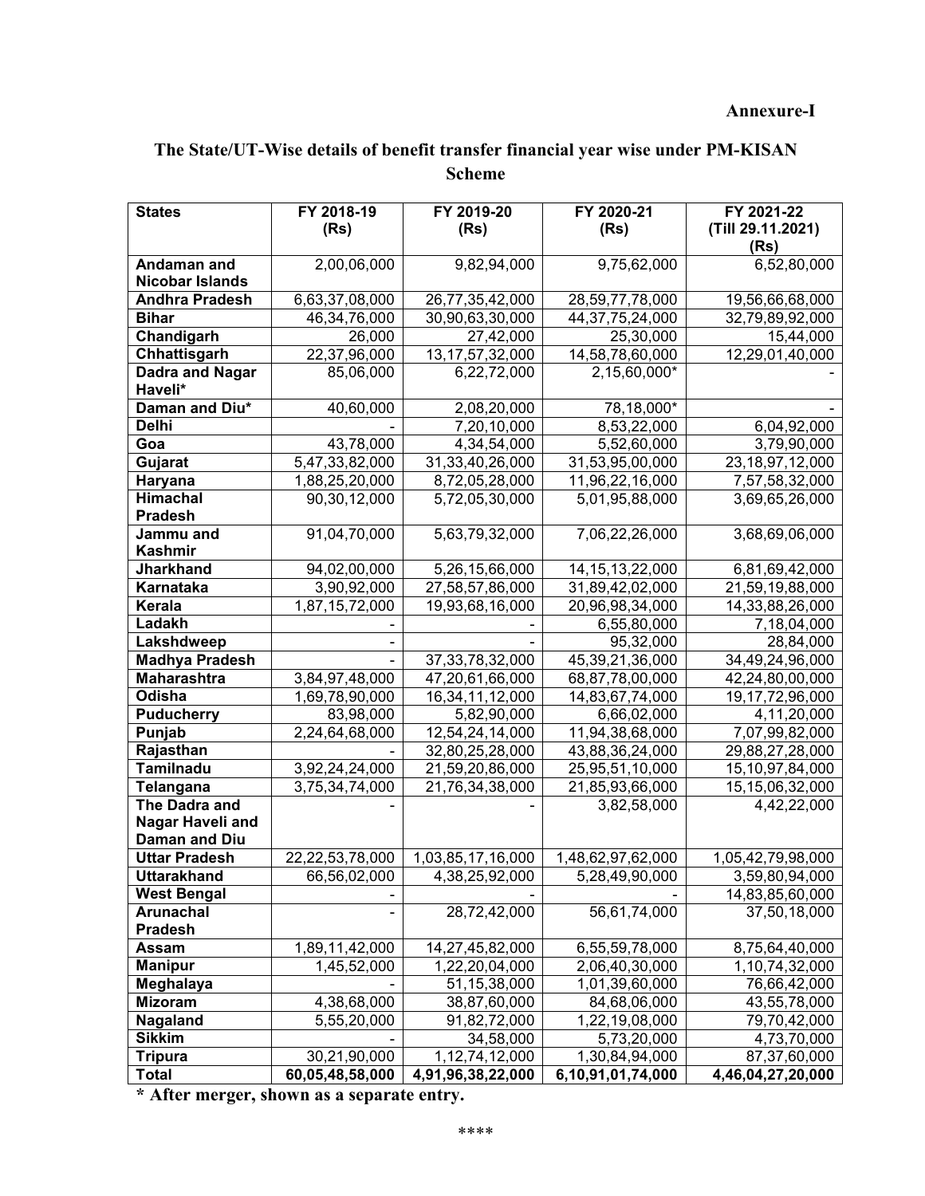**Annexure-I**

## The State/UT-Wise details of benefit transfer financial year wise under PM-KISAN Scheme

| States | FY 2018-19 (Rs) | FY 2019-20 (Rs) | FY 2020-21 (Rs) | FY 2021-22 (Till 29.11.2021) (Rs) |
|---|---|---|---|---|
| **Andaman and Nicobar Islands** | 2,00,06,000 | 9,82,94,000 | 9,75,62,000 | 6,52,80,000 |
| **Andhra Pradesh** | 6,63,37,08,000 | 26,77,35,42,000 | 28,59,77,78,000 | 19,56,66,68,000 |
| **Bihar** | 46,34,76,000 | 30,90,63,30,000 | 44,37,75,24,000 | 32,79,89,92,000 |
| **Chandigarh** | 26,000 | 27,42,000 | 25,30,000 | 15,44,000 |
| **Chhattisgarh** | 22,37,96,000 | 13,17,57,32,000 | 14,58,78,60,000 | 12,29,01,40,000 |
| **Dadra and Nagar Haveli*** | 85,06,000 | 6,22,72,000 | 2,15,60,000* | - |
| **Daman and Diu*** | 40,60,000 | 2,08,20,000 | 78,18,000* | - |
| **Delhi** | - | 7,20,10,000 | 8,53,22,000 | 6,04,92,000 |
| **Goa** | 43,78,000 | 4,34,54,000 | 5,52,60,000 | 3,79,90,000 |
| **Gujarat** | 5,47,33,82,000 | 31,33,40,26,000 | 31,53,95,00,000 | 23,18,97,12,000 |
| **Haryana** | 1,88,25,20,000 | 8,72,05,28,000 | 11,96,22,16,000 | 7,57,58,32,000 |
| **Himachal Pradesh** | 90,30,12,000 | 5,72,05,30,000 | 5,01,95,88,000 | 3,69,65,26,000 |
| **Jammu and Kashmir** | 91,04,70,000 | 5,63,79,32,000 | 7,06,22,26,000 | 3,68,69,06,000 |
| **Jharkhand** | 94,02,00,000 | 5,26,15,66,000 | 14,15,13,22,000 | 6,81,69,42,000 |
| **Karnataka** | 3,90,92,000 | 27,58,57,86,000 | 31,89,42,02,000 | 21,59,19,88,000 |
| **Kerala** | 1,87,15,72,000 | 19,93,68,16,000 | 20,96,98,34,000 | 14,33,88,26,000 |
| **Ladakh** | - | - | 6,55,80,000 | 7,18,04,000 |
| **Lakshdweep** | - | - | 95,32,000 | 28,84,000 |
| **Madhya Pradesh** | - | 37,33,78,32,000 | 45,39,21,36,000 | 34,49,24,96,000 |
| **Maharashtra** | 3,84,97,48,000 | 47,20,61,66,000 | 68,87,78,00,000 | 42,24,80,00,000 |
| **Odisha** | 1,69,78,90,000 | 16,34,11,12,000 | 14,83,67,74,000 | 19,17,72,96,000 |
| **Puducherry** | 83,98,000 | 5,82,90,000 | 6,66,02,000 | 4,11,20,000 |
| **Punjab** | 2,24,64,68,000 | 12,54,24,14,000 | 11,94,38,68,000 | 7,07,99,82,000 |
| **Rajasthan** | - | 32,80,25,28,000 | 43,88,36,24,000 | 29,88,27,28,000 |
| **Tamilnadu** | 3,92,24,24,000 | 21,59,20,86,000 | 25,95,51,10,000 | 15,10,97,84,000 |
| **Telangana** | 3,75,34,74,000 | 21,76,34,38,000 | 21,85,93,66,000 | 15,15,06,32,000 |
| **The Dadra and Nagar Haveli and Daman and Diu** | - | - | 3,82,58,000 | 4,42,22,000 |
| **Uttar Pradesh** | 22,22,53,78,000 | 1,03,85,17,16,000 | 1,48,62,97,62,000 | 1,05,42,79,98,000 |
| **Uttarakhand** | 66,56,02,000 | 4,38,25,92,000 | 5,28,49,90,000 | 3,59,80,94,000 |
| **West Bengal** | - | - | - | 14,83,85,60,000 |
| **Arunachal Pradesh** | - | 28,72,42,000 | 56,61,74,000 | 37,50,18,000 |
| **Assam** | 1,89,11,42,000 | 14,27,45,82,000 | 6,55,59,78,000 | 8,75,64,40,000 |
| **Manipur** | 1,45,52,000 | 1,22,20,04,000 | 2,06,40,30,000 | 1,10,74,32,000 |
| **Meghalaya** | - | 51,15,38,000 | 1,01,39,60,000 | 76,66,42,000 |
| **Mizoram** | 4,38,68,000 | 38,87,60,000 | 84,68,06,000 | 43,55,78,000 |
| **Nagaland** | 5,55,20,000 | 91,82,72,000 | 1,22,19,08,000 | 79,70,42,000 |
| **Sikkim** | - | 34,58,000 | 5,73,20,000 | 4,73,70,000 |
| **Tripura** | 30,21,90,000 | 1,12,74,12,000 | 1,30,84,94,000 | 87,37,60,000 |
| **Total** | **60,05,48,58,000** | **4,91,96,38,22,000** | **6,10,91,01,74,000** | **4,46,04,27,20,000** |

**\* After merger, shown as a separate entry.**

\*\*\*\*